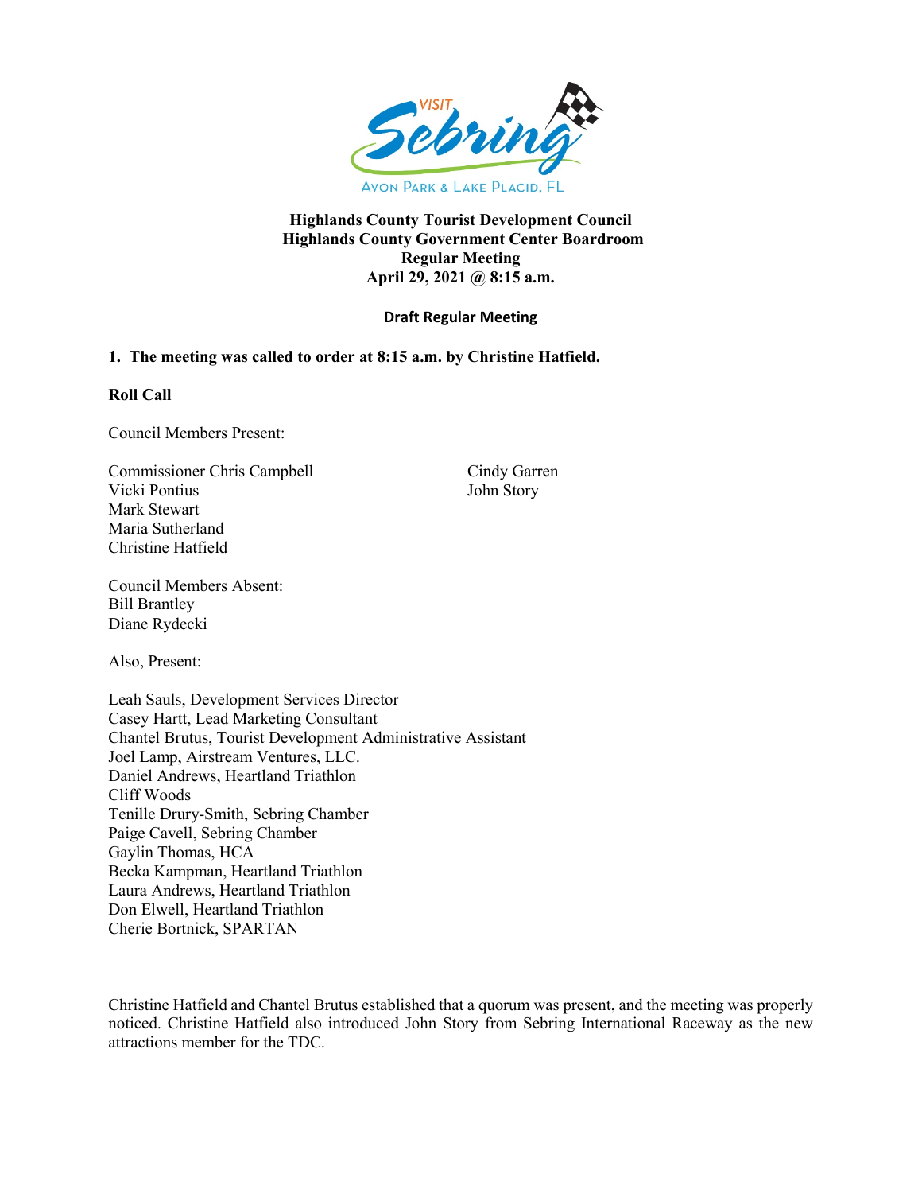**Highlands County Tourist Development Council**
**Highlands County Government Center Boardroom**
**Regular Meeting**
**April 29, 2021 @ 8:15 a.m.**

**Draft Regular Meeting**

**1. The meeting was called to order at 8:15 a.m. by Christine Hatfield.**

**Roll Call**

Council Members Present:

Commissioner Chris Campbell
Vicki Pontius
Mark Stewart
Maria Sutherland
Christine Hatfield
Cindy Garren
John Story

Council Members Absent:
Bill Brantley
Diane Rydecki

Also, Present:

Leah Sauls, Development Services Director
Casey Hartt, Lead Marketing Consultant
Chantel Brutus, Tourist Development Administrative Assistant
Joel Lamp, Airstream Ventures, LLC.
Daniel Andrews, Heartland Triathlon
Cliff Woods
Tenille Drury-Smith, Sebring Chamber
Paige Cavell, Sebring Chamber
Gaylin Thomas, HCA
Becka Kampman, Heartland Triathlon
Laura Andrews, Heartland Triathlon
Don Elwell, Heartland Triathlon
Cherie Bortnick, SPARTAN

Christine Hatfield and Chantel Brutus established that a quorum was present, and the meeting was properly noticed. Christine Hatfield also introduced John Story from Sebring International Raceway as the new attractions member for the TDC.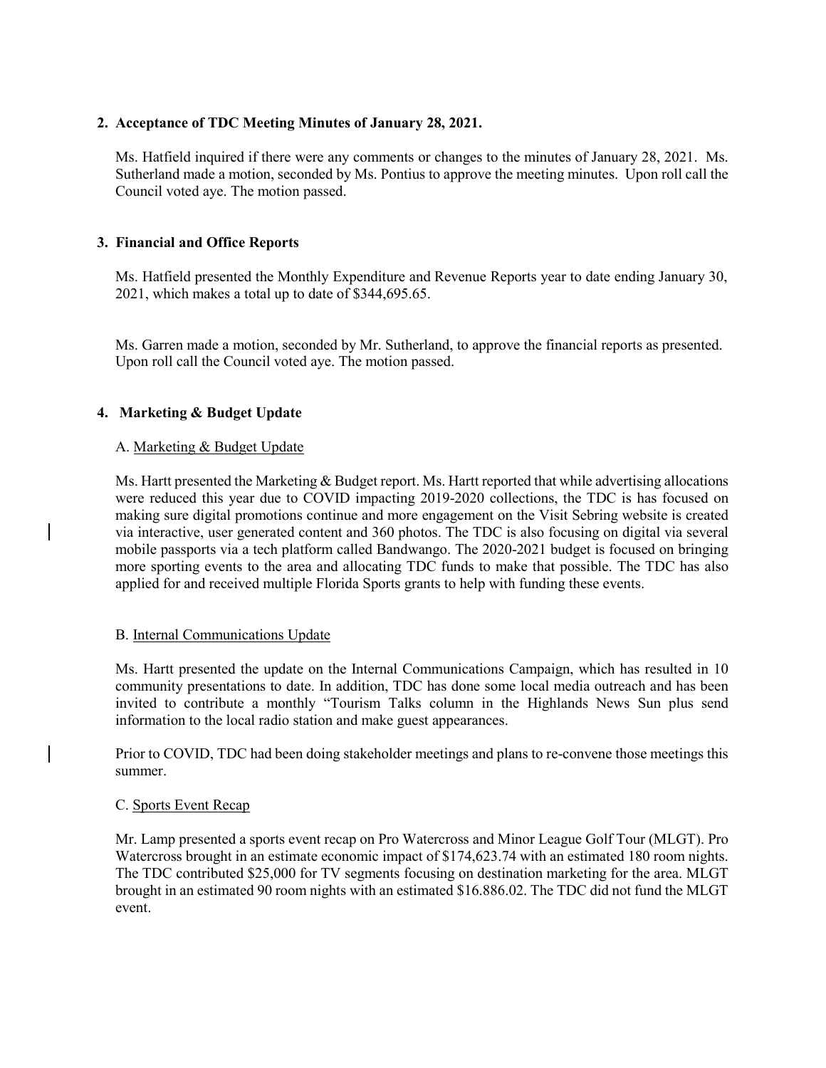**2. Acceptance of TDC Meeting Minutes of January 28, 2021.**

Ms. Hatfield inquired if there were any comments or changes to the minutes of January 28, 2021. Ms. Sutherland made a motion, seconded by Ms. Pontius to approve the meeting minutes. Upon roll call the Council voted aye. The motion passed.

**3. Financial and Office Reports**

Ms. Hatfield presented the Monthly Expenditure and Revenue Reports year to date ending January 30, 2021, which makes a total up to date of $344,695.65.

Ms. Garren made a motion, seconded by Mr. Sutherland, to approve the financial reports as presented. Upon roll call the Council voted aye. The motion passed.

**4. Marketing & Budget Update**

A. Marketing & Budget Update

Ms. Hartt presented the Marketing & Budget report. Ms. Hartt reported that while advertising allocations were reduced this year due to COVID impacting 2019-2020 collections, the TDC is has focused on making sure digital promotions continue and more engagement on the Visit Sebring website is created via interactive, user generated content and 360 photos. The TDC is also focusing on digital via several mobile passports via a tech platform called Bandwango. The 2020-2021 budget is focused on bringing more sporting events to the area and allocating TDC funds to make that possible. The TDC has also applied for and received multiple Florida Sports grants to help with funding these events.

B. Internal Communications Update

Ms. Hartt presented the update on the Internal Communications Campaign, which has resulted in 10 community presentations to date. In addition, TDC has done some local media outreach and has been invited to contribute a monthly "Tourism Talks column in the Highlands News Sun plus send information to the local radio station and make guest appearances.

Prior to COVID, TDC had been doing stakeholder meetings and plans to re-convene those meetings this summer.

C. Sports Event Recap

Mr. Lamp presented a sports event recap on Pro Watercross and Minor League Golf Tour (MLGT). Pro Watercross brought in an estimate economic impact of $174,623.74 with an estimated 180 room nights. The TDC contributed $25,000 for TV segments focusing on destination marketing for the area. MLGT brought in an estimated 90 room nights with an estimated $16.886.02. The TDC did not fund the MLGT event.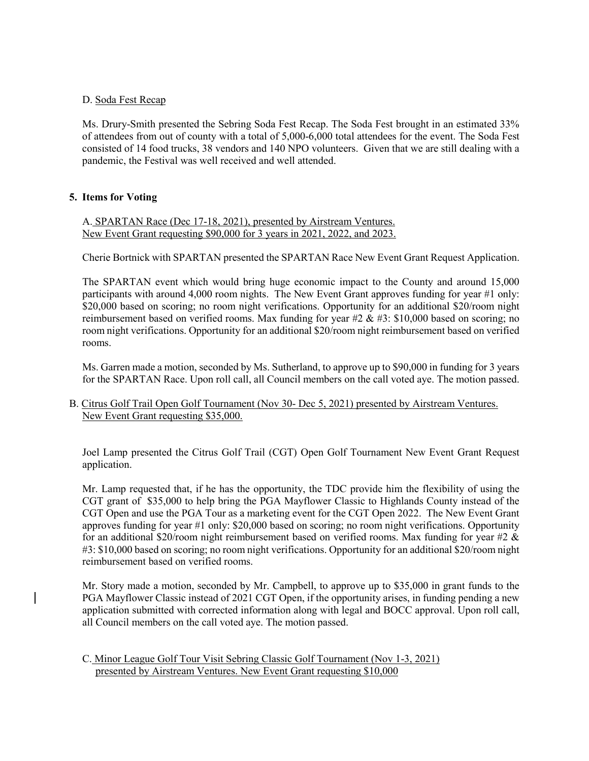D. Soda Fest Recap

Ms. Drury-Smith presented the Sebring Soda Fest Recap. The Soda Fest brought in an estimated 33% of attendees from out of county with a total of 5,000-6,000 total attendees for the event. The Soda Fest consisted of 14 food trucks, 38 vendors and 140 NPO volunteers. Given that we are still dealing with a pandemic, the Festival was well received and well attended.

## 5. Items for Voting

A. SPARTAN Race (Dec 17-18, 2021), presented by Airstream Ventures.
New Event Grant requesting $90,000 for 3 years in 2021, 2022, and 2023.

Cherie Bortnick with SPARTAN presented the SPARTAN Race New Event Grant Request Application.

The SPARTAN event which would bring huge economic impact to the County and around 15,000 participants with around 4,000 room nights. The New Event Grant approves funding for year #1 only: $20,000 based on scoring; no room night verifications. Opportunity for an additional $20/room night reimbursement based on verified rooms. Max funding for year #2 & #3: $10,000 based on scoring; no room night verifications. Opportunity for an additional $20/room night reimbursement based on verified rooms.

Ms. Garren made a motion, seconded by Ms. Sutherland, to approve up to $90,000 in funding for 3 years for the SPARTAN Race. Upon roll call, all Council members on the call voted aye. The motion passed.

B. Citrus Golf Trail Open Golf Tournament (Nov 30- Dec 5, 2021) presented by Airstream Ventures.
New Event Grant requesting $35,000.

Joel Lamp presented the Citrus Golf Trail (CGT) Open Golf Tournament New Event Grant Request application.

Mr. Lamp requested that, if he has the opportunity, the TDC provide him the flexibility of using the CGT grant of $35,000 to help bring the PGA Mayflower Classic to Highlands County instead of the CGT Open and use the PGA Tour as a marketing event for the CGT Open 2022. The New Event Grant approves funding for year #1 only: $20,000 based on scoring; no room night verifications. Opportunity for an additional $20/room night reimbursement based on verified rooms. Max funding for year #2 & #3: $10,000 based on scoring; no room night verifications. Opportunity for an additional $20/room night reimbursement based on verified rooms.

Mr. Story made a motion, seconded by Mr. Campbell, to approve up to $35,000 in grant funds to the PGA Mayflower Classic instead of 2021 CGT Open, if the opportunity arises, in funding pending a new application submitted with corrected information along with legal and BOCC approval. Upon roll call, all Council members on the call voted aye. The motion passed.

C. Minor League Golf Tour Visit Sebring Classic Golf Tournament (Nov 1-3, 2021)
presented by Airstream Ventures. New Event Grant requesting $10,000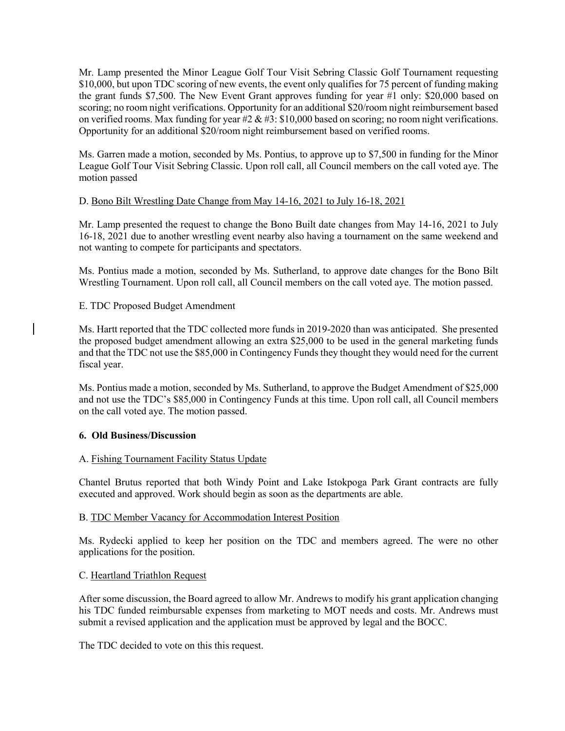Mr. Lamp presented the Minor League Golf Tour Visit Sebring Classic Golf Tournament requesting $10,000, but upon TDC scoring of new events, the event only qualifies for 75 percent of funding making the grant funds $7,500. The New Event Grant approves funding for year #1 only: $20,000 based on scoring; no room night verifications. Opportunity for an additional $20/room night reimbursement based on verified rooms. Max funding for year #2 & #3: $10,000 based on scoring; no room night verifications. Opportunity for an additional $20/room night reimbursement based on verified rooms.

Ms. Garren made a motion, seconded by Ms. Pontius, to approve up to $7,500 in funding for the Minor League Golf Tour Visit Sebring Classic. Upon roll call, all Council members on the call voted aye. The motion passed

D. Bono Bilt Wrestling Date Change from May 14-16, 2021 to July 16-18, 2021

Mr. Lamp presented the request to change the Bono Built date changes from May 14-16, 2021 to July 16-18, 2021 due to another wrestling event nearby also having a tournament on the same weekend and not wanting to compete for participants and spectators.

Ms. Pontius made a motion, seconded by Ms. Sutherland, to approve date changes for the Bono Bilt Wrestling Tournament. Upon roll call, all Council members on the call voted aye. The motion passed.

E. TDC Proposed Budget Amendment

Ms. Hartt reported that the TDC collected more funds in 2019-2020 than was anticipated. She presented the proposed budget amendment allowing an extra $25,000 to be used in the general marketing funds and that the TDC not use the $85,000 in Contingency Funds they thought they would need for the current fiscal year.

Ms. Pontius made a motion, seconded by Ms. Sutherland, to approve the Budget Amendment of $25,000 and not use the TDC's $85,000 in Contingency Funds at this time. Upon roll call, all Council members on the call voted aye. The motion passed.

**6. Old Business/Discussion**

A. Fishing Tournament Facility Status Update

Chantel Brutus reported that both Windy Point and Lake Istokpoga Park Grant contracts are fully executed and approved. Work should begin as soon as the departments are able.

B. TDC Member Vacancy for Accommodation Interest Position

Ms. Rydecki applied to keep her position on the TDC and members agreed. The were no other applications for the position.

C. Heartland Triathlon Request

After some discussion, the Board agreed to allow Mr. Andrews to modify his grant application changing his TDC funded reimbursable expenses from marketing to MOT needs and costs. Mr. Andrews must submit a revised application and the application must be approved by legal and the BOCC.

The TDC decided to vote on this this request.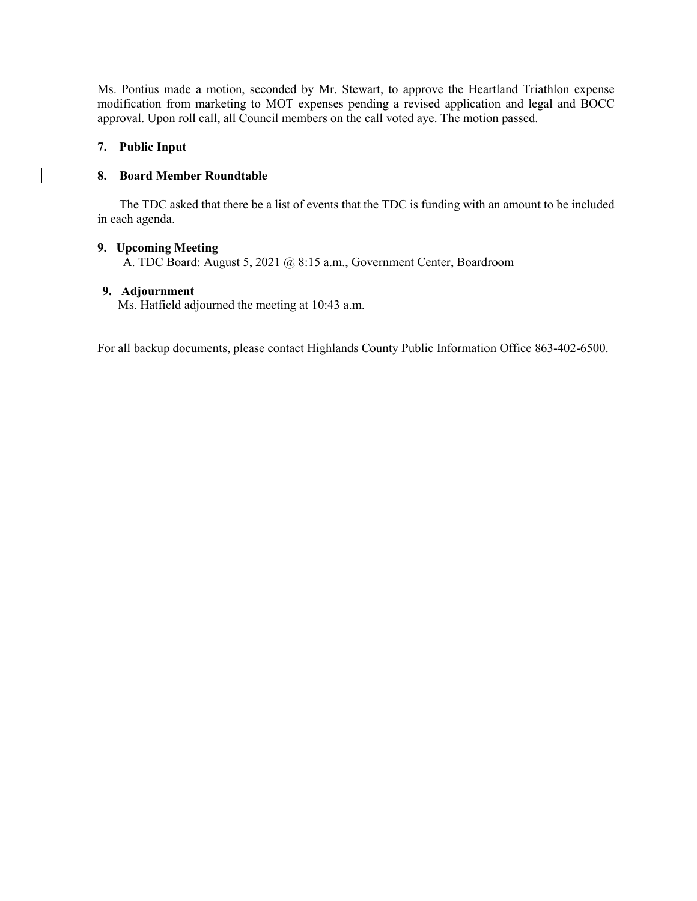Ms. Pontius made a motion, seconded by Mr. Stewart, to approve the Heartland Triathlon expense modification from marketing to MOT expenses pending a revised application and legal and BOCC approval. Upon roll call, all Council members on the call voted aye. The motion passed.

**7. Public Input**

**8. Board Member Roundtable**

The TDC asked that there be a list of events that the TDC is funding with an amount to be included in each agenda.

**9. Upcoming Meeting**

A. TDC Board: August 5, 2021 @ 8:15 a.m., Government Center, Boardroom

**9. Adjournment**

Ms. Hatfield adjourned the meeting at 10:43 a.m.

For all backup documents, please contact Highlands County Public Information Office 863-402-6500.